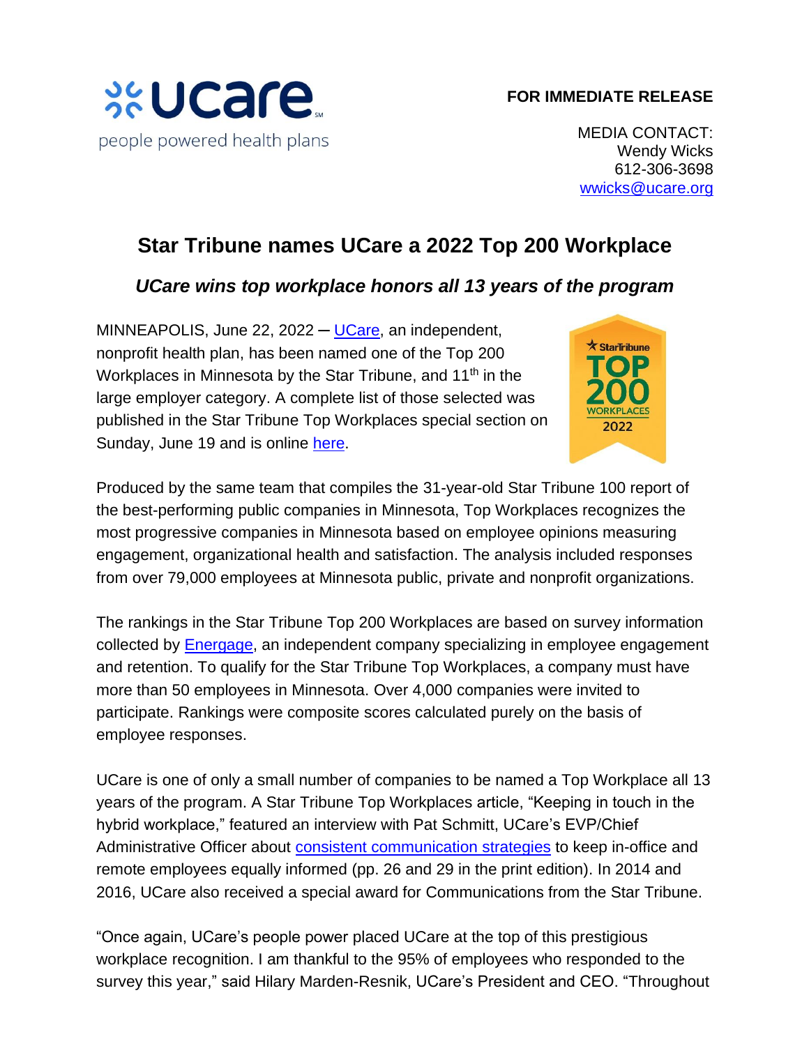ucare
people powered health plans

**FOR IMMEDIATE RELEASE**

MEDIA CONTACT:
Wendy Wicks
612-306-3698
[wwicks@ucare.org](mailto:wwicks@ucare.org)

# Star Tribune names UCare a 2022 Top 200 Workplace

## *UCare wins top workplace honors all 13 years of the program*

MINNEAPOLIS, June 22, 2022 – UCare, an independent, nonprofit health plan, has been named one of the Top 200 Workplaces in Minnesota by the Star Tribune, and 11th in the large employer category. A complete list of those selected was published in the Star Tribune Top Workplaces special section on Sunday, June 19 and is online here.

Produced by the same team that compiles the 31-year-old Star Tribune 100 report of the best-performing public companies in Minnesota, Top Workplaces recognizes the most progressive companies in Minnesota based on employee opinions measuring engagement, organizational health and satisfaction. The analysis included responses from over 79,000 employees at Minnesota public, private and nonprofit organizations.

The rankings in the Star Tribune Top 200 Workplaces are based on survey information collected by Energage, an independent company specializing in employee engagement and retention. To qualify for the Star Tribune Top Workplaces, a company must have more than 50 employees in Minnesota. Over 4,000 companies were invited to participate. Rankings were composite scores calculated purely on the basis of employee responses.

UCare is one of only a small number of companies to be named a Top Workplace all 13 years of the program. A Star Tribune Top Workplaces article, "Keeping in touch in the hybrid workplace," featured an interview with Pat Schmitt, UCare's EVP/Chief Administrative Officer about consistent communication strategies to keep in-office and remote employees equally informed (pp. 26 and 29 in the print edition). In 2014 and 2016, UCare also received a special award for Communications from the Star Tribune.

"Once again, UCare's people power placed UCare at the top of this prestigious workplace recognition. I am thankful to the 95% of employees who responded to the survey this year," said Hilary Marden-Resnik, UCare's President and CEO. "Throughout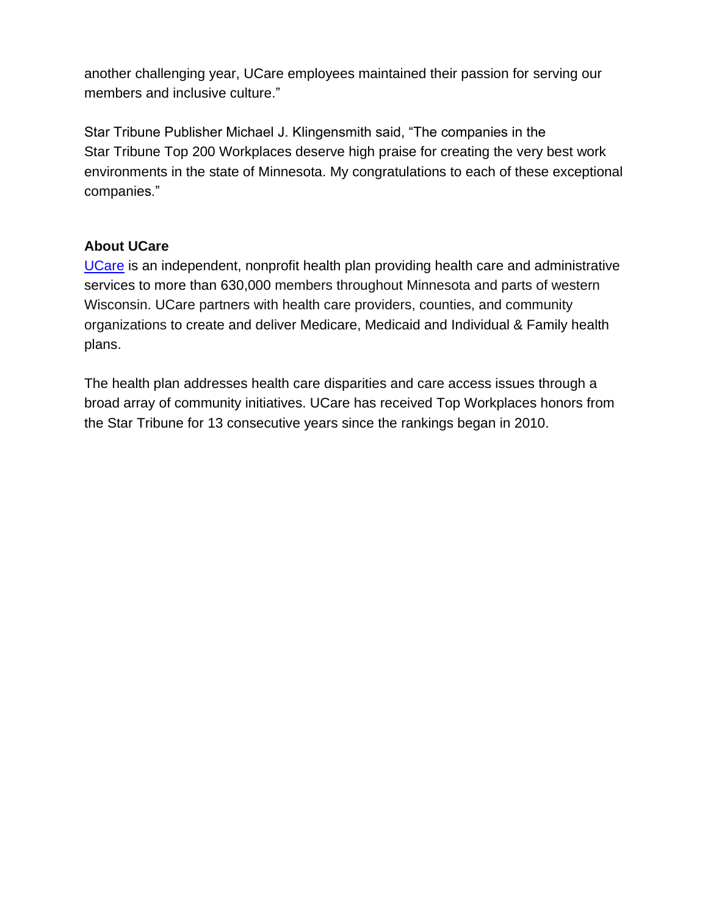another challenging year, UCare employees maintained their passion for serving our members and inclusive culture."

Star Tribune Publisher Michael J. Klingensmith said, "The companies in the Star Tribune Top 200 Workplaces deserve high praise for creating the very best work environments in the state of Minnesota. My congratulations to each of these exceptional companies."

**About UCare**

UCare is an independent, nonprofit health plan providing health care and administrative services to more than 630,000 members throughout Minnesota and parts of western Wisconsin. UCare partners with health care providers, counties, and community organizations to create and deliver Medicare, Medicaid and Individual & Family health plans.

The health plan addresses health care disparities and care access issues through a broad array of community initiatives. UCare has received Top Workplaces honors from the Star Tribune for 13 consecutive years since the rankings began in 2010.